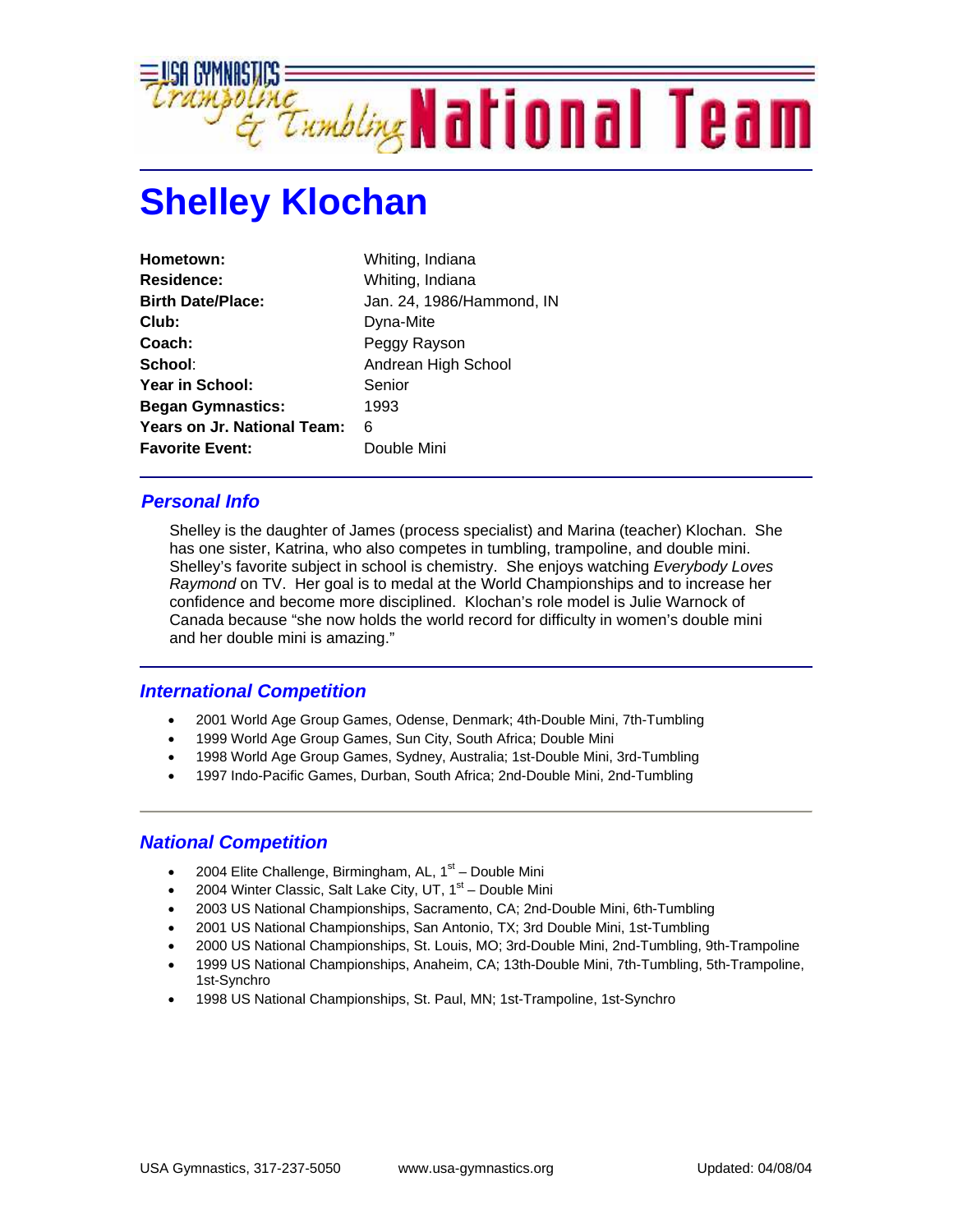# USA Gymnastics Trampoline & Tumbling National Team

## Shelley Klochan

| | |
|---|---|
| **Hometown:** | Whiting, Indiana |
| **Residence:** | Whiting, Indiana |
| **Birth Date/Place:** | Jan. 24, 1986/Hammond, IN |
| **Club:** | Dyna-Mite |
| **Coach:** | Peggy Rayson |
| **School:** | Andrean High School |
| **Year in School:** | Senior |
| **Began Gymnastics:** | 1993 |
| **Years on Jr. National Team:** | 6 |
| **Favorite Event:** | Double Mini |

### *Personal Info*

Shelley is the daughter of James (process specialist) and Marina (teacher) Klochan. She has one sister, Katrina, who also competes in tumbling, trampoline, and double mini. Shelley's favorite subject in school is chemistry. She enjoys watching *Everybody Loves Raymond* on TV. Her goal is to medal at the World Championships and to increase her confidence and become more disciplined. Klochan's role model is Julie Warnock of Canada because "she now holds the world record for difficulty in women's double mini and her double mini is amazing."

### *International Competition*

- 2001 World Age Group Games, Odense, Denmark; 4th-Double Mini, 7th-Tumbling
- 1999 World Age Group Games, Sun City, South Africa; Double Mini
- 1998 World Age Group Games, Sydney, Australia; 1st-Double Mini, 3rd-Tumbling
- 1997 Indo-Pacific Games, Durban, South Africa; 2nd-Double Mini, 2nd-Tumbling

### *National Competition*

- 2004 Elite Challenge, Birmingham, AL, 1st – Double Mini
- 2004 Winter Classic, Salt Lake City, UT, 1st – Double Mini
- 2003 US National Championships, Sacramento, CA; 2nd-Double Mini, 6th-Tumbling
- 2001 US National Championships, San Antonio, TX; 3rd Double Mini, 1st-Tumbling
- 2000 US National Championships, St. Louis, MO; 3rd-Double Mini, 2nd-Tumbling, 9th-Trampoline
- 1999 US National Championships, Anaheim, CA; 13th-Double Mini, 7th-Tumbling, 5th-Trampoline, 1st-Synchro
- 1998 US National Championships, St. Paul, MN; 1st-Trampoline, 1st-Synchro

USA Gymnastics, 317-237-5050 www.usa-gymnastics.org Updated: 04/08/04